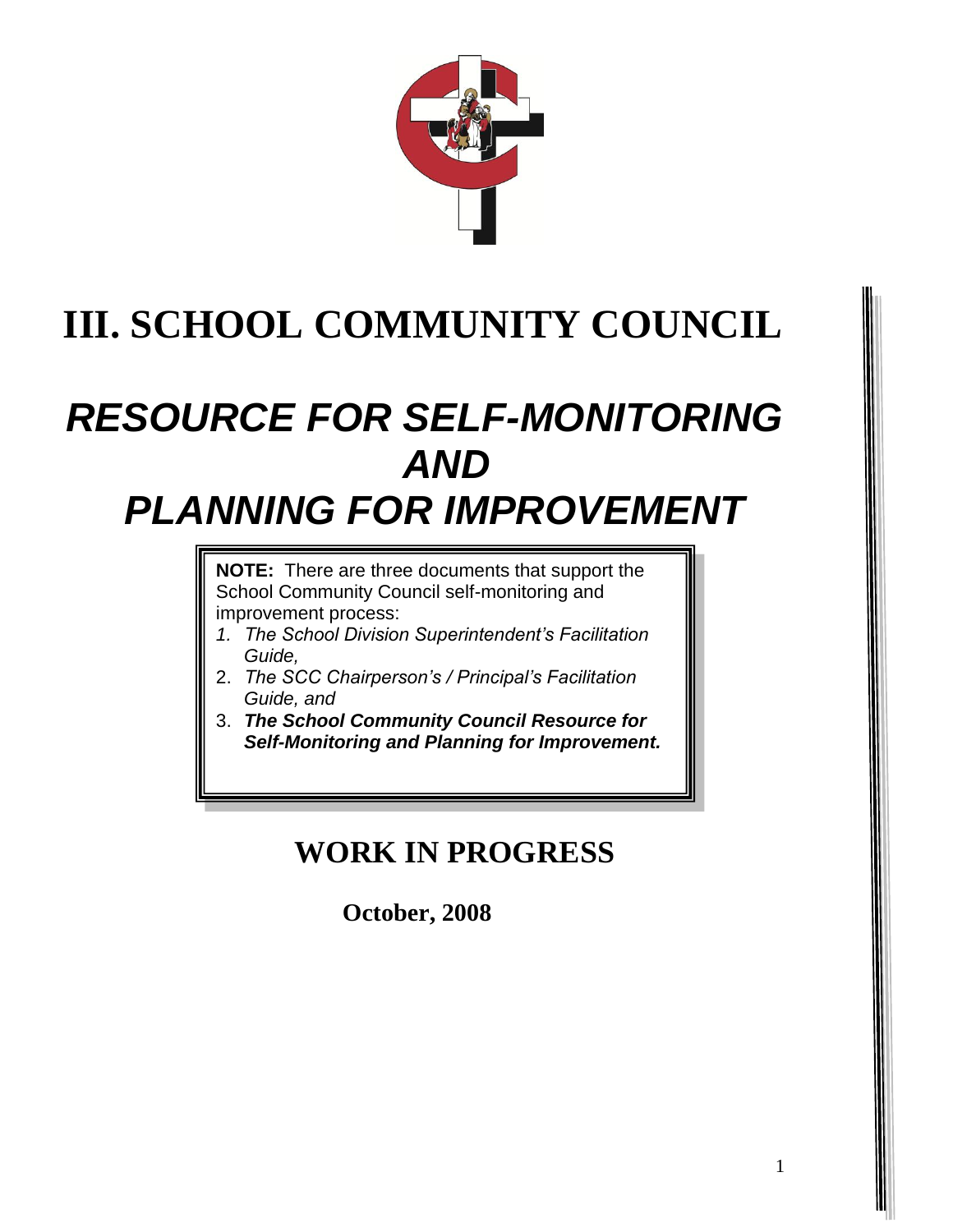# III. SCHOOL COMMUNITY COUNCIL

# *RESOURCE FOR SELF-MONITORING AND PLANNING FOR IMPROVEMENT*

**NOTE:** There are three documents that support the School Community Council self-monitoring and improvement process:

1. *The School Division Superintendent's Facilitation Guide,*
2. *The SCC Chairperson's / Principal's Facilitation Guide, and*
3. ***The School Community Council Resource for Self-Monitoring and Planning for Improvement.***

## WORK IN PROGRESS

**October, 2008**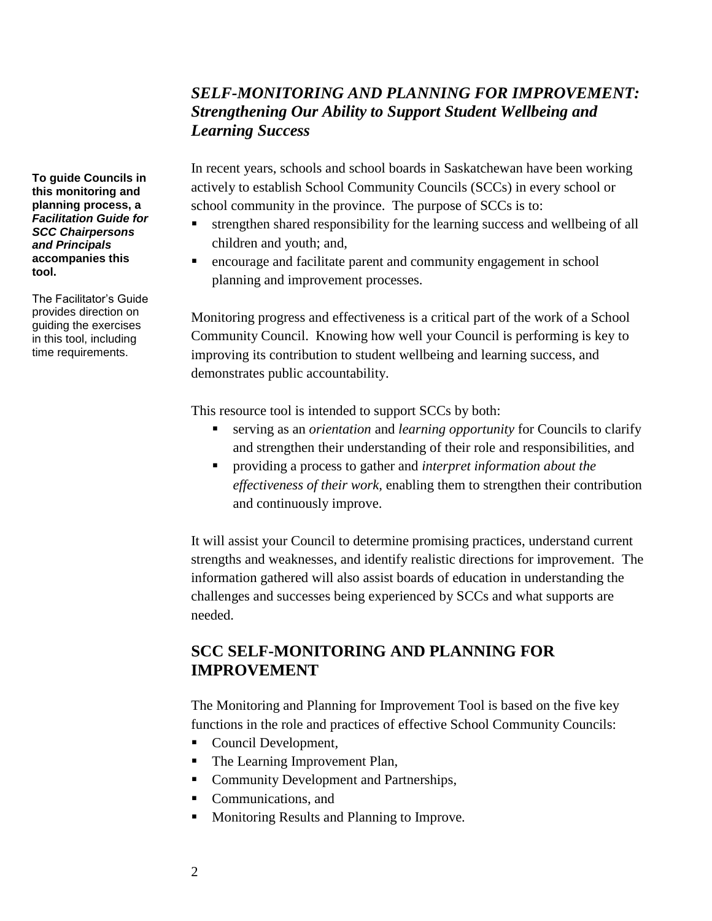## *SELF-MONITORING AND PLANNING FOR IMPROVEMENT: Strengthening Our Ability to Support Student Wellbeing and Learning Success*

**To guide Councils in this monitoring and planning process, a *Facilitation Guide for SCC Chairpersons and Principals* accompanies this tool.**

The Facilitator's Guide provides direction on guiding the exercises in this tool, including time requirements.

In recent years, schools and school boards in Saskatchewan have been working actively to establish School Community Councils (SCCs) in every school or school community in the province. The purpose of SCCs is to:

- strengthen shared responsibility for the learning success and wellbeing of all children and youth; and,
- encourage and facilitate parent and community engagement in school planning and improvement processes.

Monitoring progress and effectiveness is a critical part of the work of a School Community Council. Knowing how well your Council is performing is key to improving its contribution to student wellbeing and learning success, and demonstrates public accountability.

This resource tool is intended to support SCCs by both:

- serving as an *orientation* and *learning opportunity* for Councils to clarify and strengthen their understanding of their role and responsibilities, and
- providing a process to gather and *interpret information about the effectiveness of their work*, enabling them to strengthen their contribution and continuously improve.

It will assist your Council to determine promising practices, understand current strengths and weaknesses, and identify realistic directions for improvement. The information gathered will also assist boards of education in understanding the challenges and successes being experienced by SCCs and what supports are needed.

## SCC SELF-MONITORING AND PLANNING FOR IMPROVEMENT

The Monitoring and Planning for Improvement Tool is based on the five key functions in the role and practices of effective School Community Councils:

- Council Development,
- The Learning Improvement Plan,
- Community Development and Partnerships,
- Communications, and
- Monitoring Results and Planning to Improve.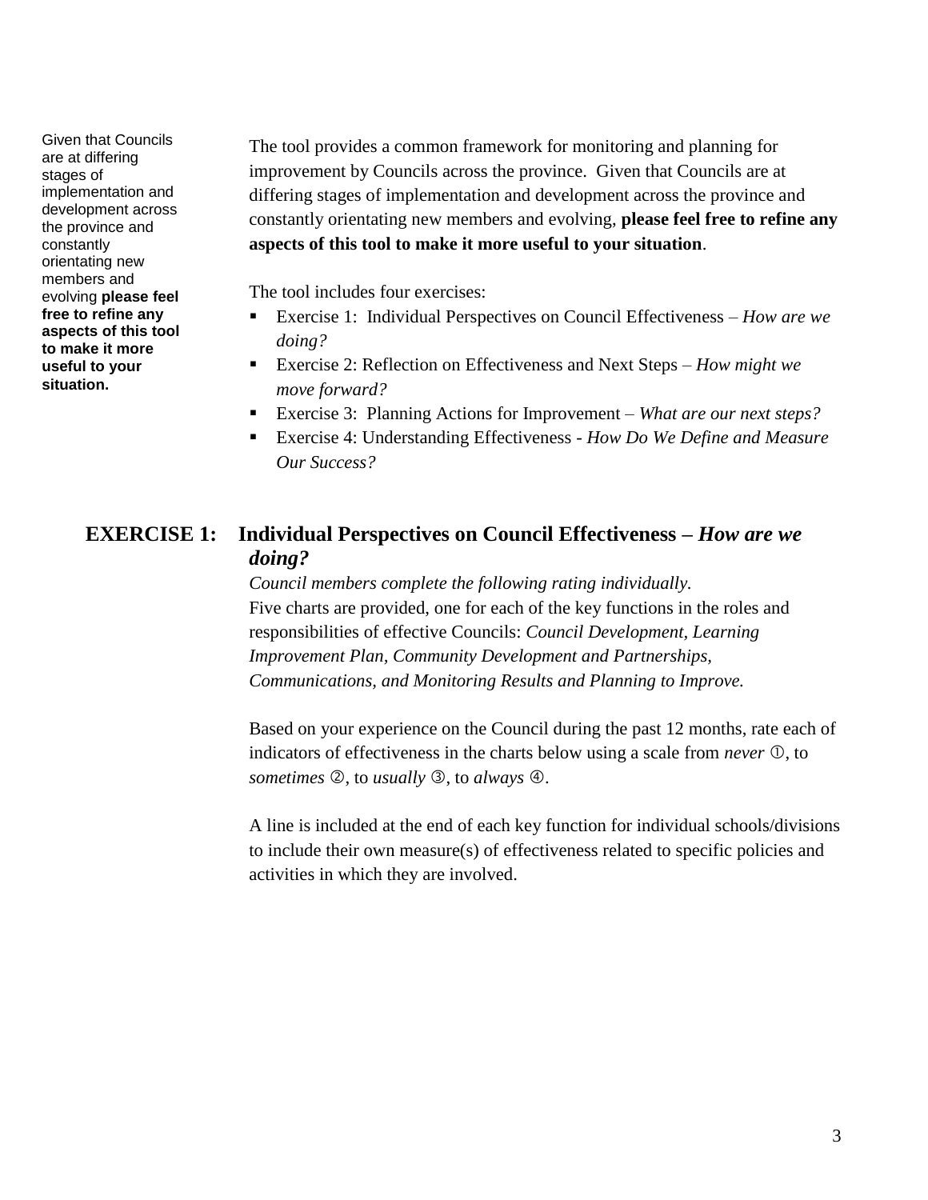Given that Councils are at differing stages of implementation and development across the province and constantly orientating new members and evolving **please feel free to refine any aspects of this tool to make it more useful to your situation.**

The tool provides a common framework for monitoring and planning for improvement by Councils across the province. Given that Councils are at differing stages of implementation and development across the province and constantly orientating new members and evolving, **please feel free to refine any aspects of this tool to make it more useful to your situation**.

The tool includes four exercises:

- Exercise 1: Individual Perspectives on Council Effectiveness – *How are we doing?*
- Exercise 2: Reflection on Effectiveness and Next Steps – *How might we move forward?*
- Exercise 3: Planning Actions for Improvement – *What are our next steps?*
- Exercise 4: Understanding Effectiveness - *How Do We Define and Measure Our Success?*

## EXERCISE 1: Individual Perspectives on Council Effectiveness – *How are we doing?*

*Council members complete the following rating individually.*

Five charts are provided, one for each of the key functions in the roles and responsibilities of effective Councils: *Council Development, Learning Improvement Plan, Community Development and Partnerships, Communications, and Monitoring Results and Planning to Improve.*

Based on your experience on the Council during the past 12 months, rate each of indicators of effectiveness in the charts below using a scale from *never* ①, to *sometimes* ②, to *usually* ③, to *always* ④.

A line is included at the end of each key function for individual schools/divisions to include their own measure(s) of effectiveness related to specific policies and activities in which they are involved.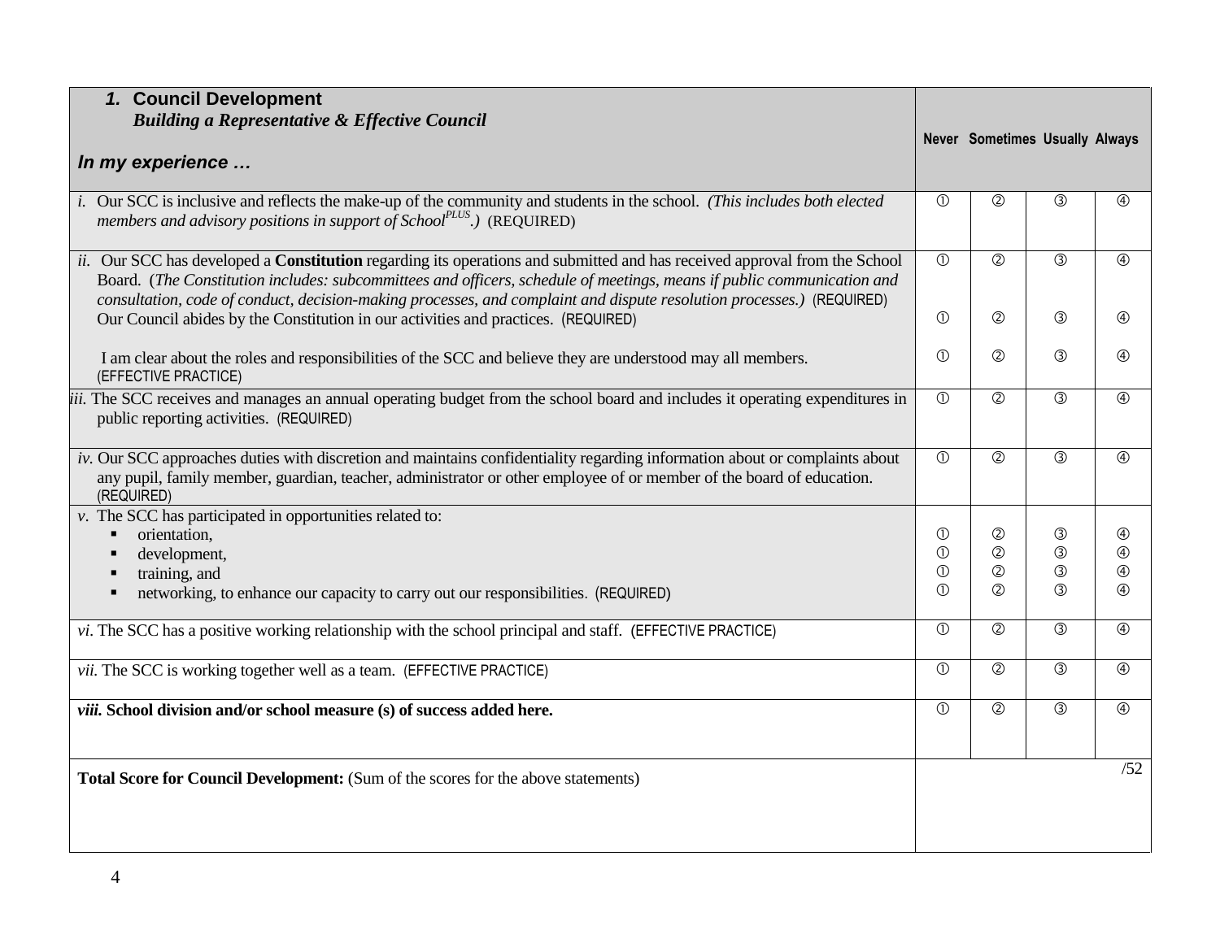| **1. Council Development** *Building a Representative & Effective Council* ***In my experience …*** | **Never** | **Sometimes** | **Usually** | **Always** |
|---|---|---|---|---|
| *i.* Our SCC is inclusive and reflects the make-up of the community and students in the school. *(This includes both elected members and advisory positions in support of School*[PLUS]*.)* (REQUIRED) | ① | ② | ③ | ④ |
| *ii.* Our SCC has developed a **Constitution** regarding its operations and submitted and has received approval from the School Board. (*The Constitution includes: subcommittees and officers, schedule of meetings, means if public communication and consultation, code of conduct, decision-making processes, and complaint and dispute resolution processes.)* (REQUIRED) | ① | ② | ③ | ④ |
| Our Council abides by the Constitution in our activities and practices. (REQUIRED) | ① | ② | ③ | ④ |
| I am clear about the roles and responsibilities of the SCC and believe they are understood may all members. (EFFECTIVE PRACTICE) | ① | ② | ③ | ④ |
| *iii.* The SCC receives and manages an annual operating budget from the school board and includes it operating expenditures in public reporting activities. (REQUIRED) | ① | ② | ③ | ④ |
| *iv.* Our SCC approaches duties with discretion and maintains confidentiality regarding information about or complaints about any pupil, family member, guardian, teacher, administrator or other employee of or member of the board of education. (REQUIRED) | ① | ② | ③ | ④ |
| *v.* The SCC has participated in opportunities related to: | | | | |
| ▪ orientation, | ① | ② | ③ | ④ |
| ▪ development, | ① | ② | ③ | ④ |
| ▪ training, and | ① | ② | ③ | ④ |
| ▪ networking, to enhance our capacity to carry out our responsibilities. (REQUIRED) | ① | ② | ③ | ④ |
| *vi*. The SCC has a positive working relationship with the school principal and staff. (EFFECTIVE PRACTICE) | ① | ② | ③ | ④ |
| *vii.* The SCC is working together well as a team. (EFFECTIVE PRACTICE) | ① | ② | ③ | ④ |
| ***viii.* School division and/or school measure (s) of success added here.** | ① | ② | ③ | ④ |
| **Total Score for Council Development:** (Sum of the scores for the above statements) | | | | /52 |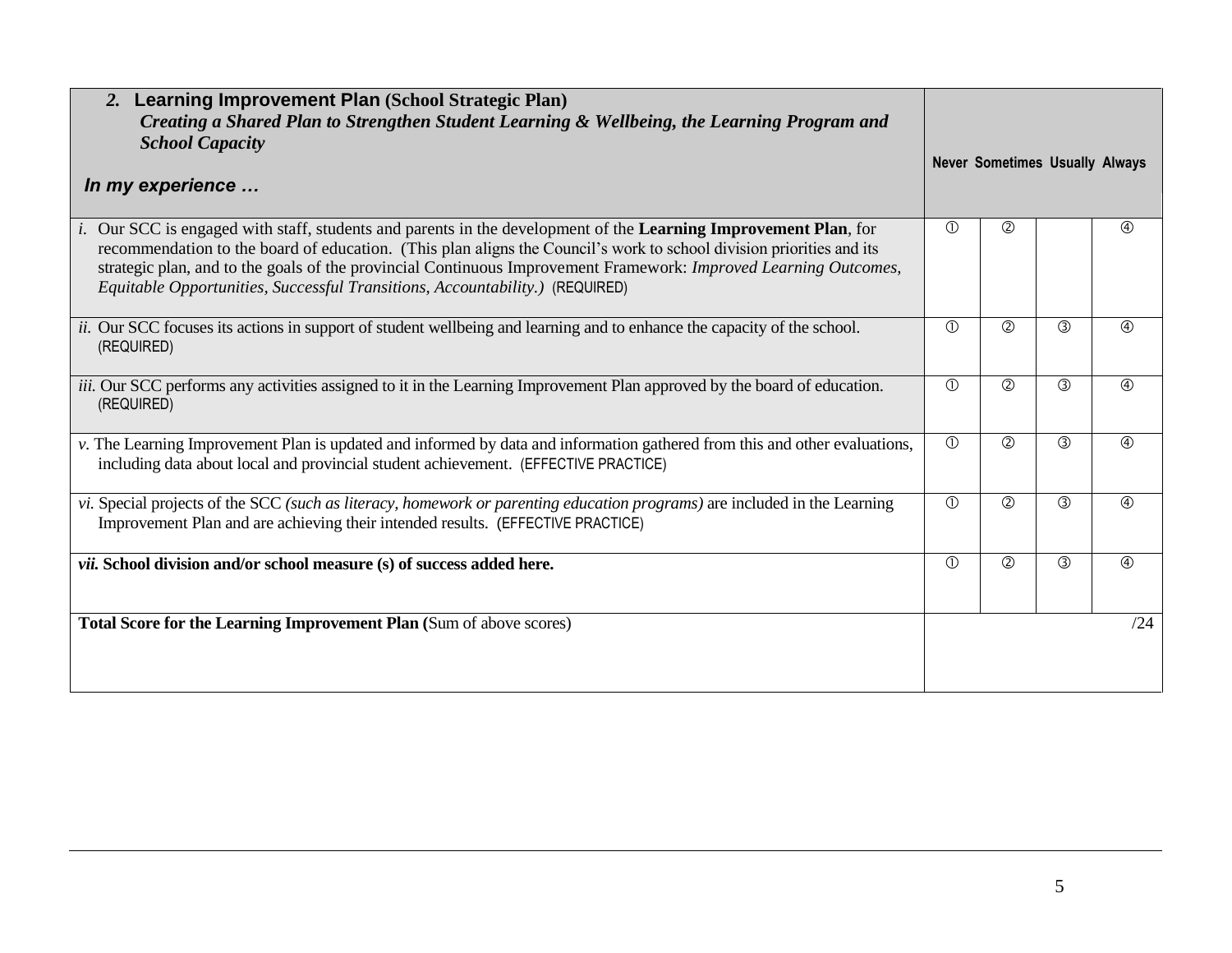| **2. Learning Improvement Plan (School Strategic Plan)** ***Creating a Shared Plan to Strengthen Student Learning & Wellbeing, the Learning Program and School Capacity*** ***In my experience …*** | **Never** | **Sometimes** | **Usually** | **Always** |
|---|---|---|---|---|
| *i.* Our SCC is engaged with staff, students and parents in the development of the **Learning Improvement Plan**, for recommendation to the board of education. (This plan aligns the Council's work to school division priorities and its strategic plan, and to the goals of the provincial Continuous Improvement Framework: *Improved Learning Outcomes, Equitable Opportunities, Successful Transitions, Accountability.)* (REQUIRED) | ① | ② | | ④ |
| *ii.* Our SCC focuses its actions in support of student wellbeing and learning and to enhance the capacity of the school. (REQUIRED) | ① | ② | ③ | ④ |
| *iii.* Our SCC performs any activities assigned to it in the Learning Improvement Plan approved by the board of education. (REQUIRED) | ① | ② | ③ | ④ |
| *v.* The Learning Improvement Plan is updated and informed by data and information gathered from this and other evaluations, including data about local and provincial student achievement. (EFFECTIVE PRACTICE) | ① | ② | ③ | ④ |
| *vi.* Special projects of the SCC *(such as literacy, homework or parenting education programs)* are included in the Learning Improvement Plan and are achieving their intended results. (EFFECTIVE PRACTICE) | ① | ② | ③ | ④ |
| ***vii.* School division and/or school measure (s) of success added here.** | ① | ② | ③ | ④ |
| **Total Score for the Learning Improvement Plan (**Sum of above scores) | | | | /24 |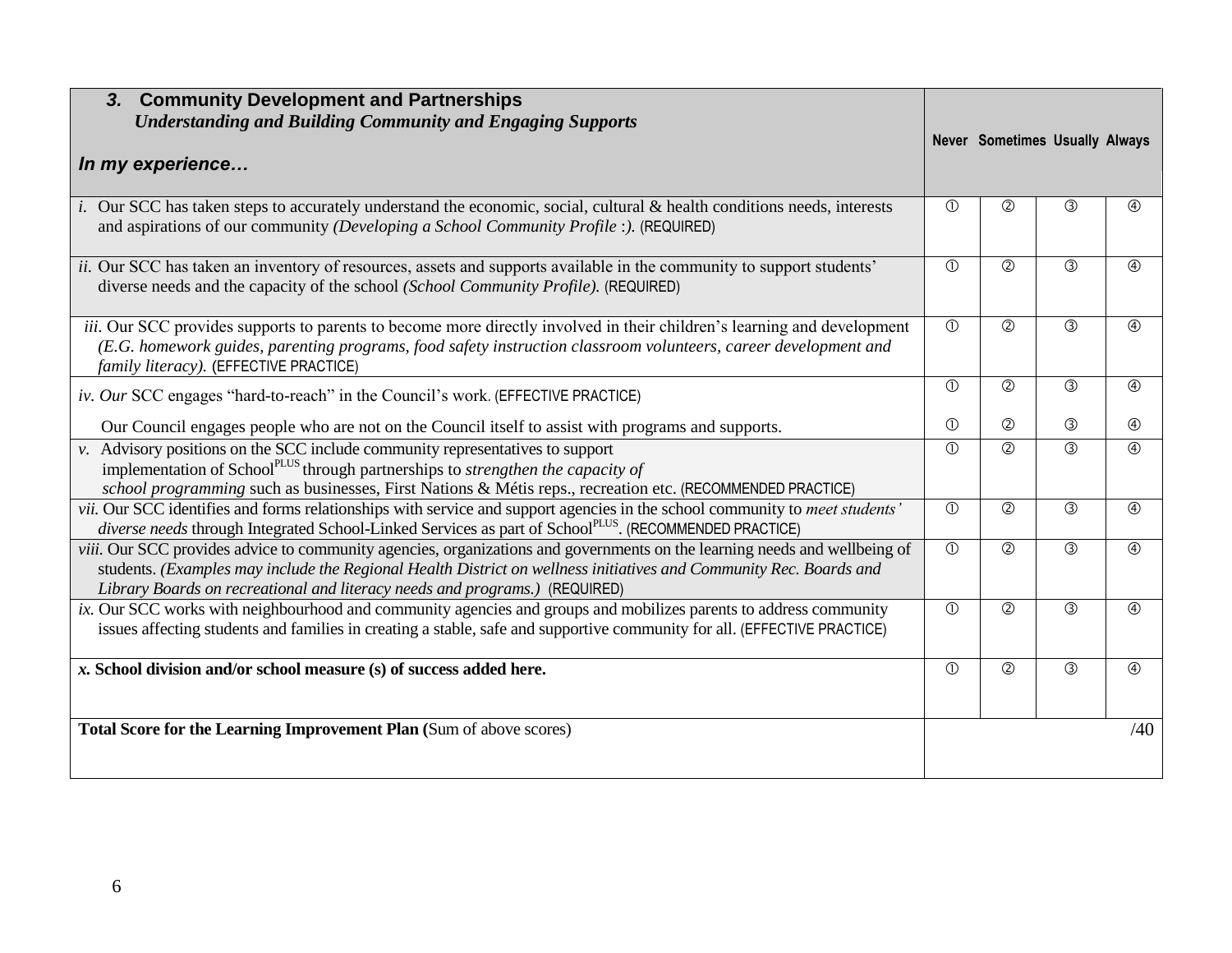| ***3. Community Development and Partnerships***<br>***Understanding and Building Community and Engaging Supports***<br><br>***In my experience…*** | **Never** | **Sometimes** | **Usually** | **Always** |
|---|---|---|---|---|
| *i.* Our SCC has taken steps to accurately understand the economic, social, cultural & health conditions needs, interests and aspirations of our community *(Developing a School Community Profile :).* (REQUIRED) | ① | ② | ③ | ④ |
| *ii.* Our SCC has taken an inventory of resources, assets and supports available in the community to support students' diverse needs and the capacity of the school *(School Community Profile).* (REQUIRED) | ① | ② | ③ | ④ |
| *iii.* Our SCC provides supports to parents to become more directly involved in their children's learning and development *(E.G. homework guides, parenting programs, food safety instruction classroom volunteers, career development and family literacy).* (EFFECTIVE PRACTICE) | ① | ② | ③ | ④ |
| *iv. Our* SCC engages "hard-to-reach" in the Council's work. (EFFECTIVE PRACTICE) | ① | ② | ③ | ④ |
| Our Council engages people who are not on the Council itself to assist with programs and supports. | ① | ② | ③ | ④ |
| *v.* Advisory positions on the SCC include community representatives to support implementation of School^PLUS through partnerships to *strengthen the capacity of school programming* such as businesses, First Nations & Métis reps., recreation etc. (RECOMMENDED PRACTICE) | ① | ② | ③ | ④ |
| *vii.* Our SCC identifies and forms relationships with service and support agencies in the school community to *meet students' diverse needs* through Integrated School-Linked Services as part of School^PLUS. (RECOMMENDED PRACTICE) | ① | ② | ③ | ④ |
| *viii.* Our SCC provides advice to community agencies, organizations and governments on the learning needs and wellbeing of students. *(Examples may include the Regional Health District on wellness initiatives and Community Rec. Boards and Library Boards on recreational and literacy needs and programs.)* (REQUIRED) | ① | ② | ③ | ④ |
| *ix.* Our SCC works with neighbourhood and community agencies and groups and mobilizes parents to address community issues affecting students and families in creating a stable, safe and supportive community for all. (EFFECTIVE PRACTICE) | ① | ② | ③ | ④ |
| ***x.* School division and/or school measure (s) of success added here.** | ① | ② | ③ | ④ |
| **Total Score for the Learning Improvement Plan (**Sum of above scores) | | | | /40 |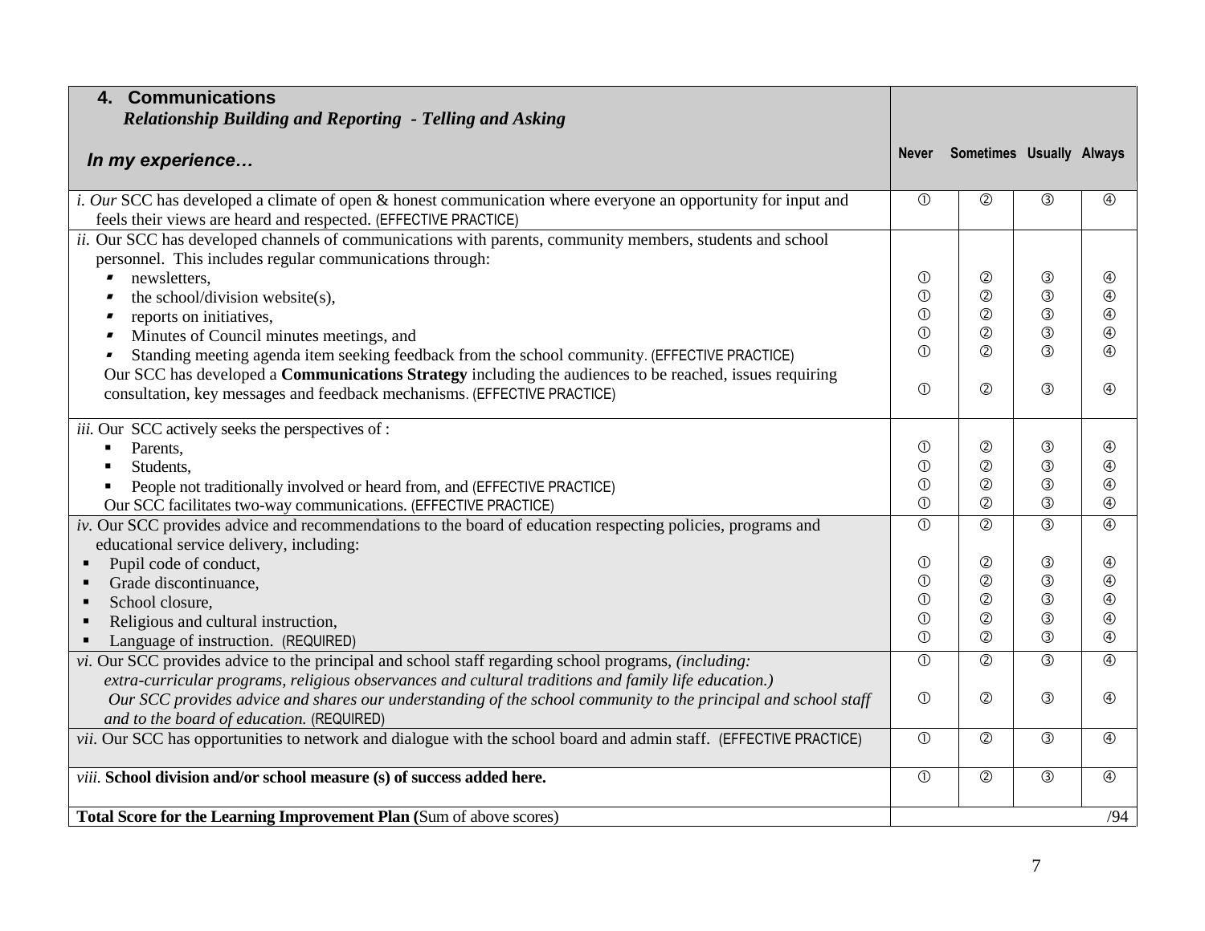| **4. Communications** *Relationship Building and Reporting - Telling and Asking* *In my experience…* | Never | Sometimes | Usually | Always |
|---|---|---|---|---|
| *i. Our* SCC has developed a climate of open & honest communication where everyone an opportunity for input and feels their views are heard and respected. (EFFECTIVE PRACTICE) | ① | ② | ③ | ④ |
| *ii.* Our SCC has developed channels of communications with parents, community members, students and school personnel. This includes regular communications through: | | | | |
| ▪ newsletters, | ① | ② | ③ | ④ |
| ▪ the school/division website(s), | ① | ② | ③ | ④ |
| ▪ reports on initiatives, | ① | ② | ③ | ④ |
| ▪ Minutes of Council minutes meetings, and | ① | ② | ③ | ④ |
| ▪ Standing meeting agenda item seeking feedback from the school community. (EFFECTIVE PRACTICE) | ① | ② | ③ | ④ |
| Our SCC has developed a **Communications Strategy** including the audiences to be reached, issues requiring consultation, key messages and feedback mechanisms. (EFFECTIVE PRACTICE) | ① | ② | ③ | ④ |
| *iii.* Our SCC actively seeks the perspectives of : | | | | |
| ▪ Parents, | ① | ② | ③ | ④ |
| ▪ Students, | ① | ② | ③ | ④ |
| ▪ People not traditionally involved or heard from, and (EFFECTIVE PRACTICE) | ① | ② | ③ | ④ |
| Our SCC facilitates two-way communications. (EFFECTIVE PRACTICE) | ① | ② | ③ | ④ |
| *iv.* Our SCC provides advice and recommendations to the board of education respecting policies, programs and educational service delivery, including: | ① | ② | ③ | ④ |
| ▪ Pupil code of conduct, | ① | ② | ③ | ④ |
| ▪ Grade discontinuance, | ① | ② | ③ | ④ |
| ▪ School closure, | ① | ② | ③ | ④ |
| ▪ Religious and cultural instruction, | ① | ② | ③ | ④ |
| ▪ Language of instruction. (REQUIRED) | ① | ② | ③ | ④ |
| *vi.* Our SCC provides advice to the principal and school staff regarding school programs, *(including: extra-curricular programs, religious observances and cultural traditions and family life education.)* | ① | ② | ③ | ④ |
| *Our SCC provides advice and shares our understanding of the school community to the principal and school staff and to the board of education.* (REQUIRED) | ① | ② | ③ | ④ |
| *vii.* Our SCC has opportunities to network and dialogue with the school board and admin staff. (EFFECTIVE PRACTICE) | ① | ② | ③ | ④ |
| *viii.* **School division and/or school measure (s) of success added here.** | ① | ② | ③ | ④ |
| **Total Score for the Learning Improvement Plan (**Sum of above scores) | | | | /94 |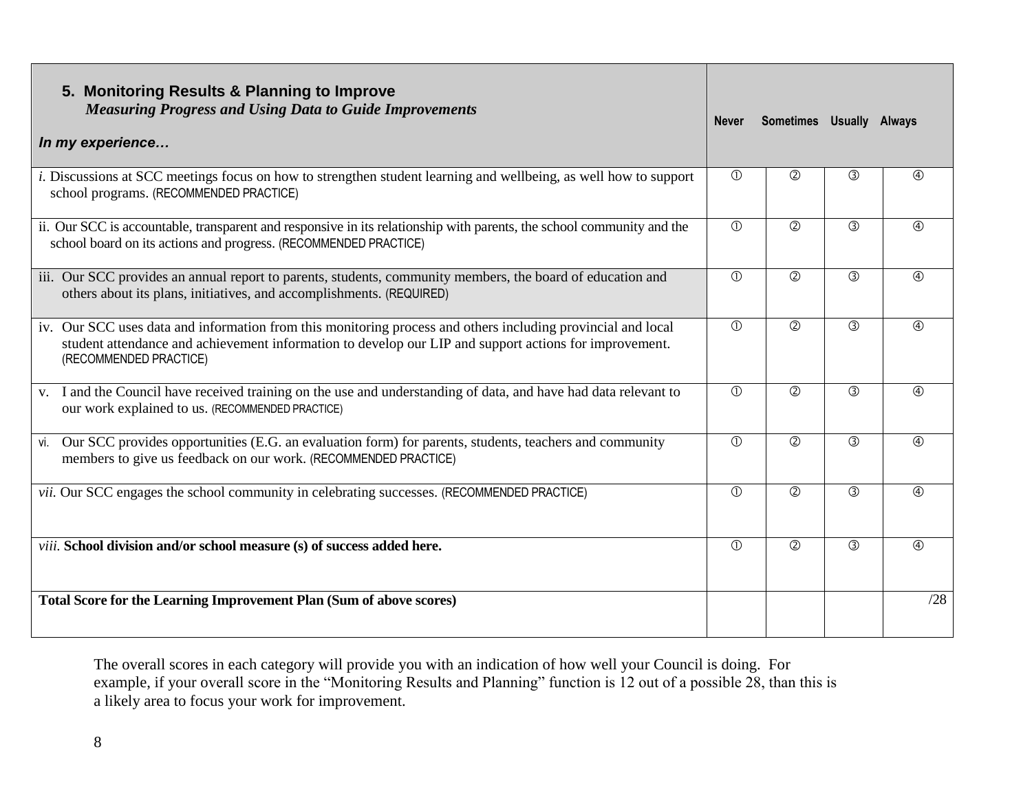| **5. Monitoring Results & Planning to Improve** *Measuring Progress and Using Data to Guide Improvements* ***In my experience…*** | **Never** | **Sometimes** | **Usually** | **Always** |
|---|---|---|---|---|
| *i.* Discussions at SCC meetings focus on how to strengthen student learning and wellbeing, as well how to support school programs. (RECOMMENDED PRACTICE) | ① | ② | ③ | ④ |
| ii. Our SCC is accountable, transparent and responsive in its relationship with parents, the school community and the school board on its actions and progress. (RECOMMENDED PRACTICE) | ① | ② | ③ | ④ |
| iii. Our SCC provides an annual report to parents, students, community members, the board of education and others about its plans, initiatives, and accomplishments. (REQUIRED) | ① | ② | ③ | ④ |
| iv. Our SCC uses data and information from this monitoring process and others including provincial and local student attendance and achievement information to develop our LIP and support actions for improvement. (RECOMMENDED PRACTICE) | ① | ② | ③ | ④ |
| v. I and the Council have received training on the use and understanding of data, and have had data relevant to our work explained to us. (RECOMMENDED PRACTICE) | ① | ② | ③ | ④ |
| vi. Our SCC provides opportunities (E.G. an evaluation form) for parents, students, teachers and community members to give us feedback on our work. (RECOMMENDED PRACTICE) | ① | ② | ③ | ④ |
| *vii.* Our SCC engages the school community in celebrating successes. (RECOMMENDED PRACTICE) | ① | ② | ③ | ④ |
| *viii.* **School division and/or school measure (s) of success added here.** | ① | ② | ③ | ④ |
| **Total Score for the Learning Improvement Plan (Sum of above scores)** | | | | /28 |

The overall scores in each category will provide you with an indication of how well your Council is doing. For example, if your overall score in the "Monitoring Results and Planning" function is 12 out of a possible 28, than this is a likely area to focus your work for improvement.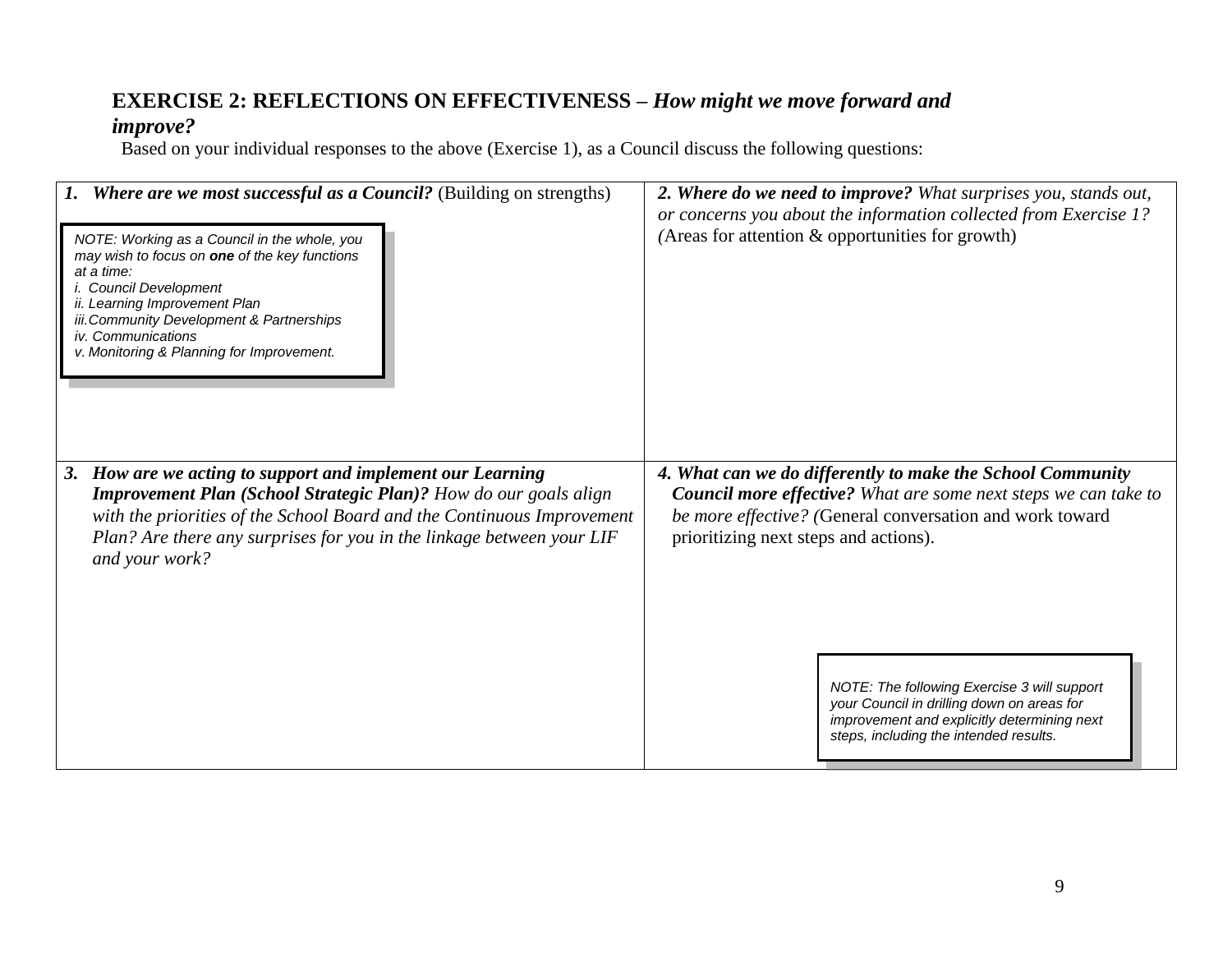## EXERCISE 2: REFLECTIONS ON EFFECTIVENESS – *How might we move forward and improve?*

Based on your individual responses to the above (Exercise 1), as a Council discuss the following questions:

| ***1. Where are we most successful as a Council?*** (Building on strengths)<br><br>*NOTE: Working as a Council in the whole, you may wish to focus on **one** of the key functions at a time:*<br>*i. Council Development*<br>*ii. Learning Improvement Plan*<br>*iii. Community Development & Partnerships*<br>*iv. Communications*<br>*v. Monitoring & Planning for Improvement.* | ***2. Where do we need to improve?*** *What surprises you, stands out, or concerns you about the information collected from Exercise 1? (*Areas for attention & opportunities for growth) |
|---|---|
| ***3. How are we acting to support and implement our Learning Improvement Plan (School Strategic Plan)?*** *How do our goals align with the priorities of the School Board and the Continuous Improvement Plan? Are there any surprises for you in the linkage between your LIF and your work?* | ***4. What can we do differently to make the School Community Council more effective?*** *What are some next steps we can take to be more effective? (*General conversation and work toward prioritizing next steps and actions).<br><br>*NOTE: The following Exercise 3 will support your Council in drilling down on areas for improvement and explicitly determining next steps, including the intended results.* |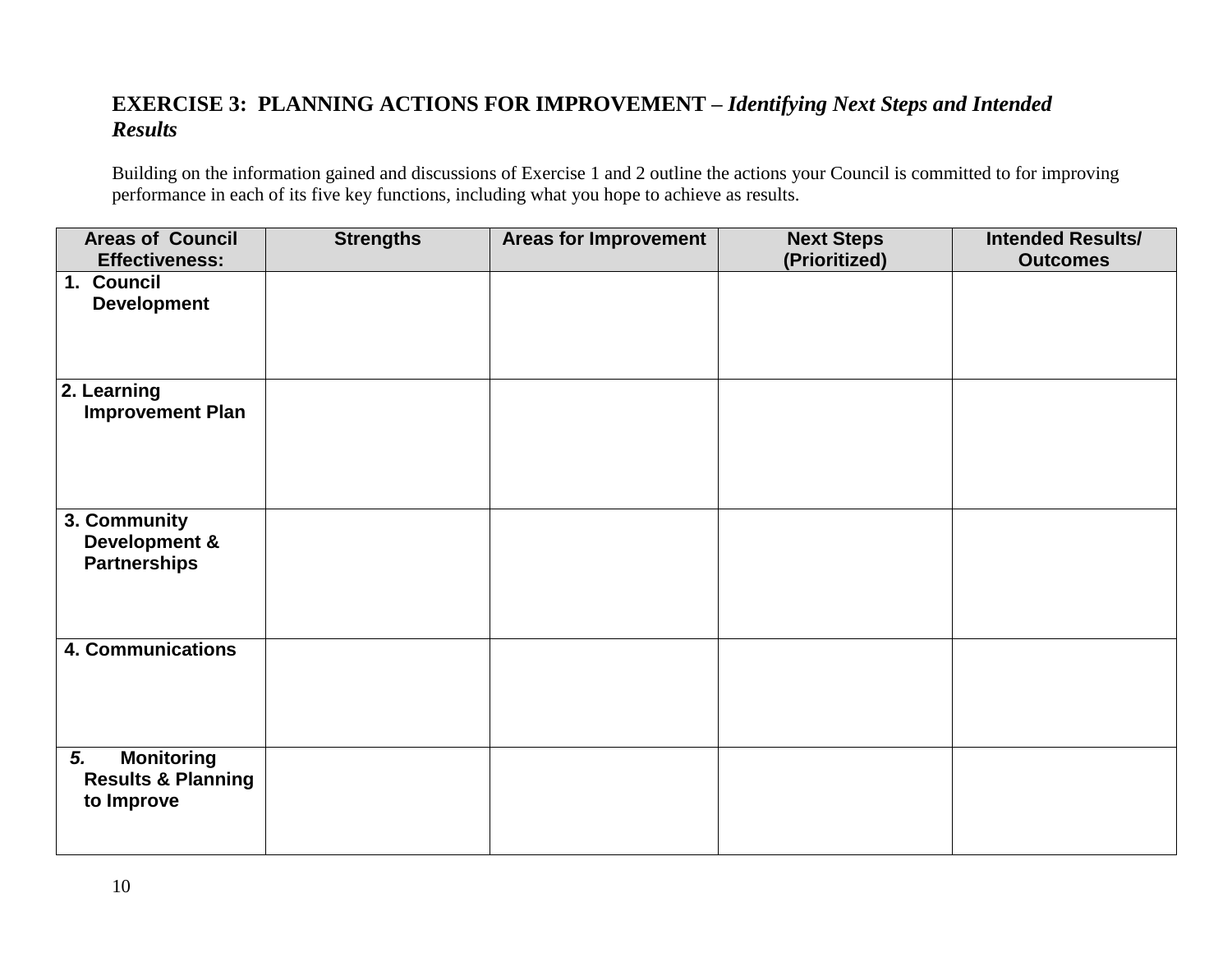## EXERCISE 3: PLANNING ACTIONS FOR IMPROVEMENT – *Identifying Next Steps and Intended Results*

Building on the information gained and discussions of Exercise 1 and 2 outline the actions your Council is committed to for improving performance in each of its five key functions, including what you hope to achieve as results.

| Areas of Council Effectiveness: | Strengths | Areas for Improvement | Next Steps (Prioritized) | Intended Results/ Outcomes |
|---|---|---|---|---|
| **1. Council Development** | | | | |
| **2. Learning Improvement Plan** | | | | |
| **3. Community Development & Partnerships** | | | | |
| **4. Communications** | | | | |
| ***5.*** **Monitoring Results & Planning to Improve** | | | | |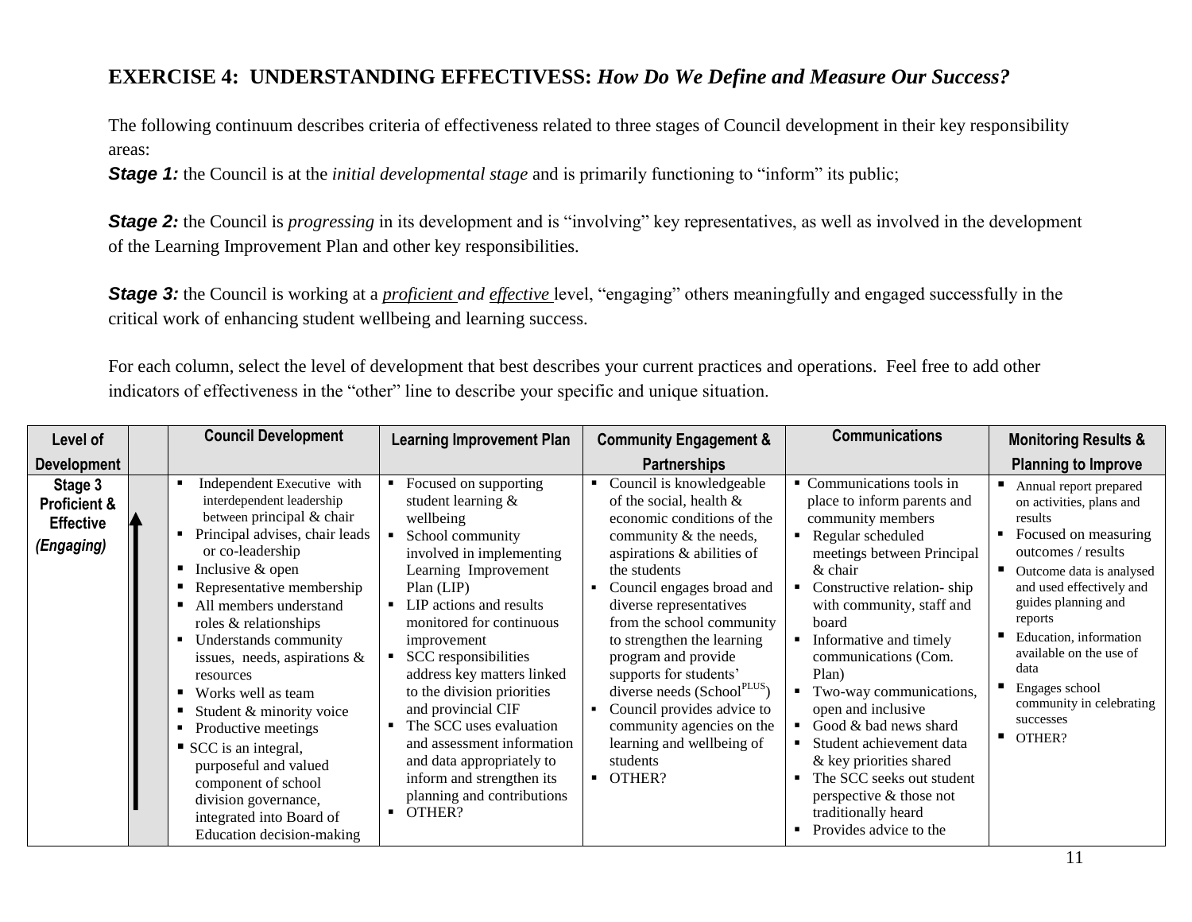# EXERCISE 4: UNDERSTANDING EFFECTIVESS: *How Do We Define and Measure Our Success?*

The following continuum describes criteria of effectiveness related to three stages of Council development in their key responsibility areas:

***Stage 1:*** the Council is at the *initial developmental stage* and is primarily functioning to "inform" its public;

***Stage 2:*** the Council is *progressing* in its development and is "involving" key representatives, as well as involved in the development of the Learning Improvement Plan and other key responsibilities.

***Stage 3:*** the Council is working at a *proficient and effective* level, "engaging" others meaningfully and engaged successfully in the critical work of enhancing student wellbeing and learning success.

For each column, select the level of development that best describes your current practices and operations. Feel free to add other indicators of effectiveness in the "other" line to describe your specific and unique situation.

| Level of Development | | Council Development | Learning Improvement Plan | Community Engagement & Partnerships | Communications | Monitoring Results & Planning to Improve |
|---|---|---|---|---|---|---|
| **Stage 3 Proficient & Effective *(Engaging)*** | ↑ | ▪ Independent Executive with interdependent leadership between principal & chair<br>▪ Principal advises, chair leads or co-leadership<br>▪ Inclusive & open<br>▪ Representative membership<br>▪ All members understand roles & relationships<br>▪ Understands community issues, needs, aspirations & resources<br>▪ Works well as team<br>▪ Student & minority voice<br>▪ Productive meetings<br>▪ SCC is an integral, purposeful and valued component of school division governance, integrated into Board of Education decision-making | ▪ Focused on supporting student learning & wellbeing<br>▪ School community involved in implementing Learning Improvement Plan (LIP)<br>▪ LIP actions and results monitored for continuous improvement<br>▪ SCC responsibilities address key matters linked to the division priorities and provincial CIF<br>▪ The SCC uses evaluation and assessment information and data appropriately to inform and strengthen its planning and contributions<br>▪ OTHER? | ▪ Council is knowledgeable of the social, health & economic conditions of the community & the needs, aspirations & abilities of the students<br>▪ Council engages broad and diverse representatives from the school community to strengthen the learning program and provide supports for students' diverse needs (School[PLUS])<br>▪ Council provides advice to community agencies on the learning and wellbeing of students<br>▪ OTHER? | ▪ Communications tools in place to inform parents and community members<br>▪ Regular scheduled meetings between Principal & chair<br>▪ Constructive relation- ship with community, staff and board<br>▪ Informative and timely communications (Com. Plan)<br>▪ Two-way communications, open and inclusive<br>▪ Good & bad news shard<br>▪ Student achievement data & key priorities shared<br>▪ The SCC seeks out student perspective & those not traditionally heard<br>▪ Provides advice to the | ▪ Annual report prepared on activities, plans and results<br>▪ Focused on measuring outcomes / results<br>▪ Outcome data is analysed and used effectively and guides planning and reports<br>▪ Education, information available on the use of data<br>▪ Engages school community in celebrating successes<br>▪ OTHER? |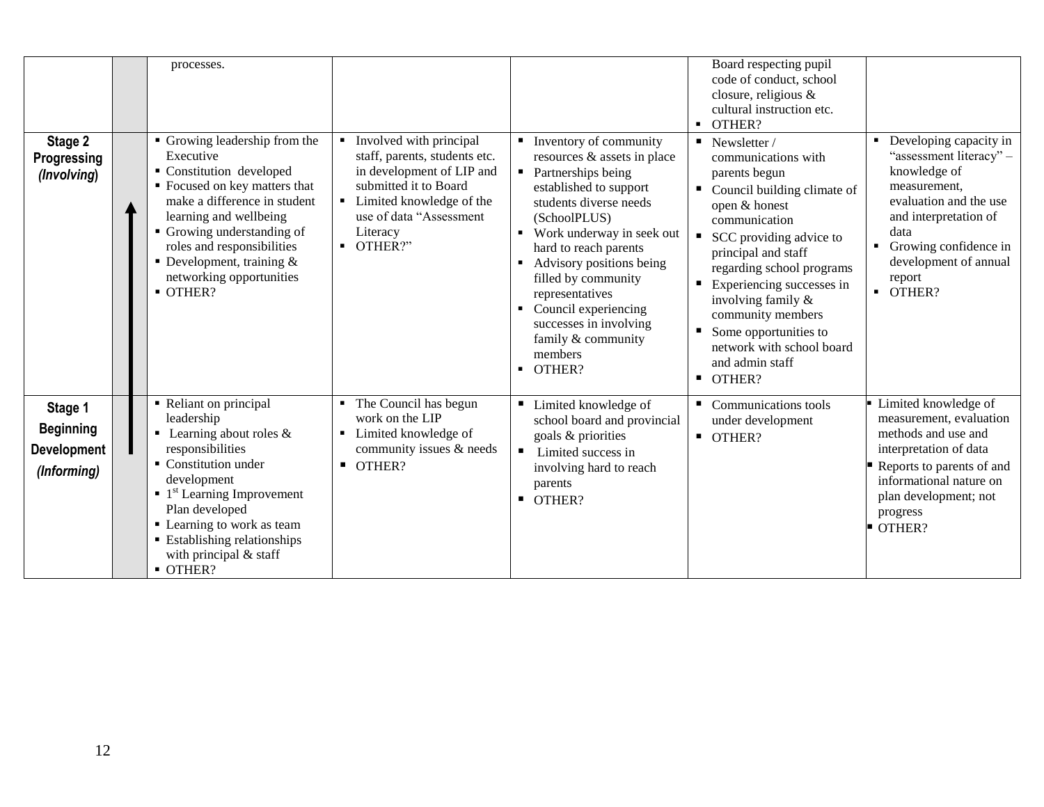| | | | | | | |
|---|---|---|---|---|---|---|
| | | processes. | | | Board respecting pupil code of conduct, school closure, religious & cultural instruction etc.<br>▪ OTHER? | |
| **Stage 2 Progressing *(Involving)*** | ↑ | ▪ Growing leadership from the Executive<br>▪ Constitution developed<br>▪ Focused on key matters that make a difference in student learning and wellbeing<br>▪ Growing understanding of roles and responsibilities<br>▪ Development, training & networking opportunities<br>▪ OTHER? | ▪ Involved with principal staff, parents, students etc. in development of LIP and submitted it to Board<br>▪ Limited knowledge of the use of data "Assessment Literacy<br>▪ OTHER?" | ▪ Inventory of community resources & assets in place<br>▪ Partnerships being established to support students diverse needs (SchoolPLUS)<br>▪ Work underway in seek out hard to reach parents<br>▪ Advisory positions being filled by community representatives<br>▪ Council experiencing successes in involving family & community members<br>▪ OTHER? | ▪ Newsletter / communications with parents begun<br>▪ Council building climate of open & honest communication<br>▪ SCC providing advice to principal and staff regarding school programs<br>▪ Experiencing successes in involving family & community members<br>▪ Some opportunities to network with school board and admin staff<br>▪ OTHER? | ▪ Developing capacity in "assessment literacy" – knowledge of measurement, evaluation and the use and interpretation of data<br>▪ Growing confidence in development of annual report<br>▪ OTHER? |
| **Stage 1 Beginning Development *(Informing)*** | | ▪ Reliant on principal leadership<br>▪ Learning about roles & responsibilities<br>▪ Constitution under development<br>▪ 1st Learning Improvement Plan developed<br>▪ Learning to work as team<br>▪ Establishing relationships with principal & staff<br>▪ OTHER? | ▪ The Council has begun work on the LIP<br>▪ Limited knowledge of community issues & needs<br>▪ OTHER? | ▪ Limited knowledge of school board and provincial goals & priorities<br>▪ Limited success in involving hard to reach parents<br>▪ OTHER? | ▪ Communications tools under development<br>▪ OTHER? | ▪ Limited knowledge of measurement, evaluation methods and use and interpretation of data<br>▪ Reports to parents of and informational nature on plan development; not progress<br>▪ OTHER? |